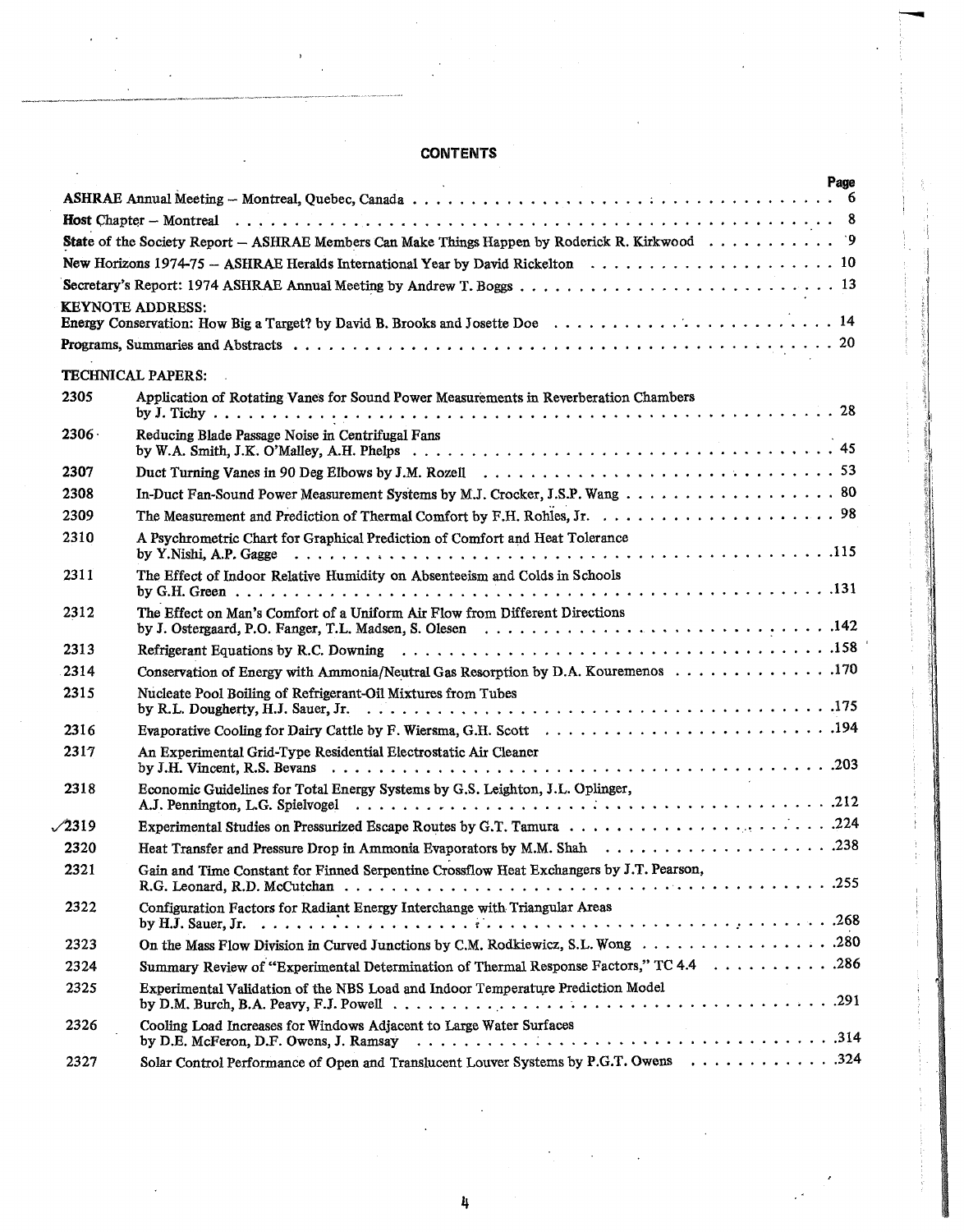# CONTENTS

| | | Page |
|---|---|---|
| ASHRAE Annual Meeting – Montreal, Quebec, Canada | | 6 |
| Host Chapter – Montreal | | 8 |
| State of the Society Report – ASHRAE Members Can Make Things Happen by Roderick R. Kirkwood | | 9 |
| New Horizons 1974-75 – ASHRAE Heralds International Year by David Rickelton | | 10 |
| Secretary's Report: 1974 ASHRAE Annual Meeting by Andrew T. Boggs | | 13 |
| KEYNOTE ADDRESS: Energy Conservation: How Big a Target? by David B. Brooks and Josette Doe | | 14 |
| Programs, Summaries and Abstracts | | 20 |

**TECHNICAL PAPERS:**

| | | Page |
|---|---|---|
| 2305 | Application of Rotating Vanes for Sound Power Measurements in Reverberation Chambers by J. Tichy | 28 |
| 2306 | Reducing Blade Passage Noise in Centrifugal Fans by W.A. Smith, J.K. O'Malley, A.H. Phelps | 45 |
| 2307 | Duct Turning Vanes in 90 Deg Elbows by J.M. Rozell | 53 |
| 2308 | In-Duct Fan-Sound Power Measurement Systems by M.J. Crocker, J.S.P. Wang | 80 |
| 2309 | The Measurement and Prediction of Thermal Comfort by F.H. Rohles, Jr. | 98 |
| 2310 | A Psychrometric Chart for Graphical Prediction of Comfort and Heat Tolerance by Y.Nishi, A.P. Gagge | 115 |
| 2311 | The Effect of Indoor Relative Humidity on Absenteeism and Colds in Schools by G.H. Green | 131 |
| 2312 | The Effect on Man's Comfort of a Uniform Air Flow from Different Directions by J. Ostergaard, P.O. Fanger, T.L. Madsen, S. Olesen | 142 |
| 2313 | Refrigerant Equations by R.C. Downing | 158 |
| 2314 | Conservation of Energy with Ammonia/Neutral Gas Resorption by D.A. Kouremenos | 170 |
| 2315 | Nucleate Pool Boiling of Refrigerant-Oil Mixtures from Tubes by R.L. Dougherty, H.J. Sauer, Jr. | 175 |
| 2316 | Evaporative Cooling for Dairy Cattle by F. Wiersma, G.H. Scott | 194 |
| 2317 | An Experimental Grid-Type Residential Electrostatic Air Cleaner by J.H. Vincent, R.S. Bevans | 203 |
| 2318 | Economic Guidelines for Total Energy Systems by G.S. Leighton, J.L. Oplinger, A.J. Pennington, L.G. Spielvogel | 212 |
| ✓2319 | Experimental Studies on Pressurized Escape Routes by G.T. Tamura | 224 |
| 2320 | Heat Transfer and Pressure Drop in Ammonia Evaporators by M.M. Shah | 238 |
| 2321 | Gain and Time Constant for Finned Serpentine Crossflow Heat Exchangers by J.T. Pearson, R.G. Leonard, R.D. McCutchan | 255 |
| 2322 | Configuration Factors for Radiant Energy Interchange with Triangular Areas by H.J. Sauer, Jr. | 268 |
| 2323 | On the Mass Flow Division in Curved Junctions by C.M. Rodkiewicz, S.L. Wong | 280 |
| 2324 | Summary Review of "Experimental Determination of Thermal Response Factors," TC 4.4 | 286 |
| 2325 | Experimental Validation of the NBS Load and Indoor Temperature Prediction Model by D.M. Burch, B.A. Peavy, F.J. Powell | 291 |
| 2326 | Cooling Load Increases for Windows Adjacent to Large Water Surfaces by D.E. McFeron, D.F. Owens, J. Ramsay | 314 |
| 2327 | Solar Control Performance of Open and Translucent Louver Systems by P.G.T. Owens | 324 |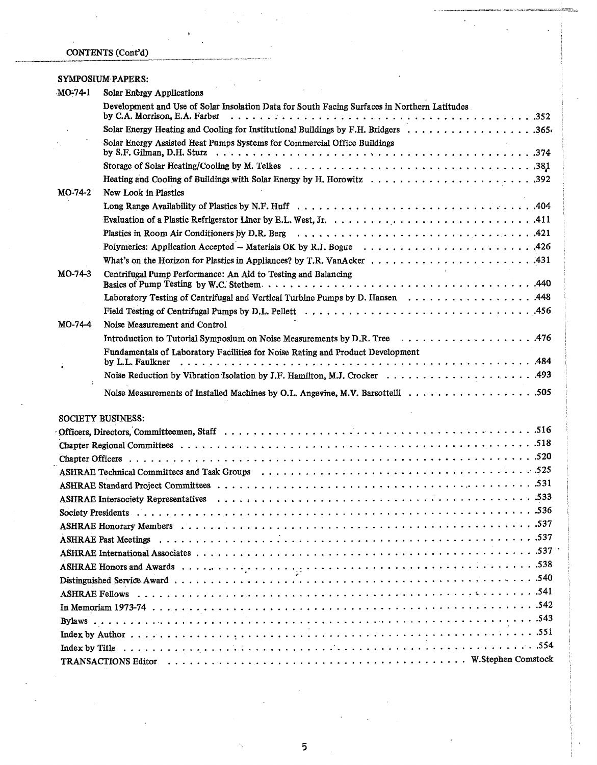CONTENTS (Cont'd)

## SYMPOSIUM PAPERS:

**MO-74-1 Solar Energy Applications**

- Development and Use of Solar Insolation Data for South Facing Surfaces in Northern Latitudes by C.A. Morrison, E.A. Farber .... 352
- Solar Energy Heating and Cooling for Institutional Buildings by F.H. Bridgers .... 365
- Solar Energy Assisted Heat Pumps Systems for Commercial Office Buildings by S.F. Gilman, D.H. Sturz .... 374
- Storage of Solar Heating/Cooling by M. Telkes .... 381
- Heating and Cooling of Buildings with Solar Energy by H. Horowitz .... 392

**MO-74-2 New Look in Plastics**

- Long Range Availability of Plastics by N.F. Huff .... 404
- Evaluation of a Plastic Refrigerator Liner by E.L. West, Jr. .... 411
- Plastics in Room Air Conditioners by D.R. Berg .... 421
- Polymerics: Application Accepted – Materials OK by R.J. Bogue .... 426
- What's on the Horizon for Plastics in Appliances? by T.R. VanAcker .... 431

**MO-74-3 Centrifugal Pump Performance: An Aid to Testing and Balancing**

- Basics of Pump Testing by W.C. Stethem .... 440
- Laboratory Testing of Centrifugal and Vertical Turbine Pumps by D. Hansen .... 448
- Field Testing of Centrifugal Pumps by D.L. Pellett .... 456

**MO-74-4 Noise Measurement and Control**

- Introduction to Tutorial Symposium on Noise Measurements by D.R. Tree .... 476
- Fundamentals of Laboratory Facilities for Noise Rating and Product Development by L.L. Faulkner .... 484
- Noise Reduction by Vibration Isolation by J.F. Hamilton, M.J. Crocker .... 493
- Noise Measurements of Installed Machines by O.L. Angevine, M.V. Barsottelli .... 505

## SOCIETY BUSINESS:

- Officers, Directors, Committeemen, Staff .... 516
- Chapter Regional Committees .... 518
- Chapter Officers .... 520
- ASHRAE Technical Committees and Task Groups .... 525
- ASHRAE Standard Project Committees .... 531
- ASHRAE Intersociety Representatives .... 533
- Society Presidents .... 536
- ASHRAE Honorary Members .... 537
- ASHRAE Past Meetings .... 537
- ASHRAE International Associates .... 537
- ASHRAE Honors and Awards .... 538
- Distinguished Service Award .... 540
- ASHRAE Fellows .... 541
- In Memoriam 1973-74 .... 542
- Bylaws .... 543
- Index by Author .... 551
- Index by Title .... 554
- TRANSACTIONS Editor .... W.Stephen Comstock